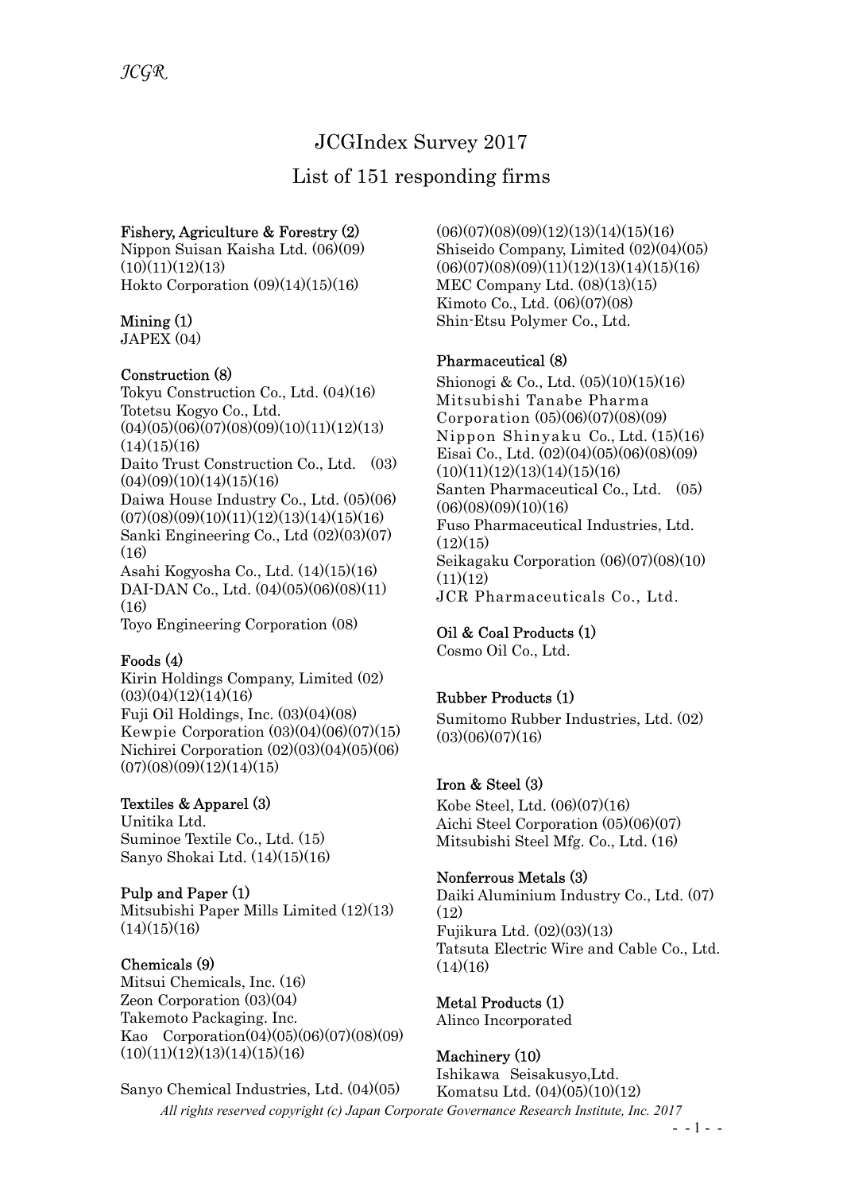# JCGIndex Survey 2017

## List of 151 responding firms

**Fishery, Agriculture & Forestry (2)**
Nippon Suisan Kaisha Ltd. (06)(09)(10)(11)(12)(13)
Hokto Corporation (09)(14)(15)(16)

**Mining (1)**
JAPEX (04)

**Construction (8)**
Tokyu Construction Co., Ltd. (04)(16)
Totetsu Kogyo Co., Ltd. (04)(05)(06)(07)(08)(09)(10)(11)(12)(13)(14)(15)(16)
Daito Trust Construction Co., Ltd. (03)(04)(09)(10)(14)(15)(16)
Daiwa House Industry Co., Ltd. (05)(06)(07)(08)(09)(10)(11)(12)(13)(14)(15)(16)
Sanki Engineering Co., Ltd (02)(03)(07)(16)
Asahi Kogyosha Co., Ltd. (14)(15)(16)
DAI-DAN Co., Ltd. (04)(05)(06)(08)(11)(16)
Toyo Engineering Corporation (08)

**Foods (4)**
Kirin Holdings Company, Limited (02)(03)(04)(12)(14)(16)
Fuji Oil Holdings, Inc. (03)(04)(08)
Kewpie Corporation (03)(04)(06)(07)(15)
Nichirei Corporation (02)(03)(04)(05)(06)(07)(08)(09)(12)(14)(15)

**Textiles & Apparel (3)**
Unitika Ltd.
Suminoe Textile Co., Ltd. (15)
Sanyo Shokai Ltd. (14)(15)(16)

**Pulp and Paper (1)**
Mitsubishi Paper Mills Limited (12)(13)(14)(15)(16)

**Chemicals (9)**
Mitsui Chemicals, Inc. (16)
Zeon Corporation (03)(04)
Takemoto Packaging. Inc.
Kao Corporation(04)(05)(06)(07)(08)(09)(10)(11)(12)(13)(14)(15)(16)
Sanyo Chemical Industries, Ltd. (04)(05)(06)(07)(08)(09)(12)(13)(14)(15)(16)
Shiseido Company, Limited (02)(04)(05)(06)(07)(08)(09)(11)(12)(13)(14)(15)(16)
MEC Company Ltd. (08)(13)(15)
Kimoto Co., Ltd. (06)(07)(08)
Shin-Etsu Polymer Co., Ltd.

**Pharmaceutical (8)**
Shionogi & Co., Ltd. (05)(10)(15)(16)
Mitsubishi Tanabe Pharma Corporation (05)(06)(07)(08)(09)
Nippon Shinyaku Co., Ltd. (15)(16)
Eisai Co., Ltd. (02)(04)(05)(06)(08)(09)(10)(11)(12)(13)(14)(15)(16)
Santen Pharmaceutical Co., Ltd. (05)(06)(08)(09)(10)(16)
Fuso Pharmaceutical Industries, Ltd. (12)(15)
Seikagaku Corporation (06)(07)(08)(10)(11)(12)
JCR Pharmaceuticals Co., Ltd.

**Oil & Coal Products (1)**
Cosmo Oil Co., Ltd.

**Rubber Products (1)**
Sumitomo Rubber Industries, Ltd. (02)(03)(06)(07)(16)

**Iron & Steel (3)**
Kobe Steel, Ltd. (06)(07)(16)
Aichi Steel Corporation (05)(06)(07)
Mitsubishi Steel Mfg. Co., Ltd. (16)

**Nonferrous Metals (3)**
Daiki Aluminium Industry Co., Ltd. (07)(12)
Fujikura Ltd. (02)(03)(13)
Tatsuta Electric Wire and Cable Co., Ltd. (14)(16)

**Metal Products (1)**
Alinco Incorporated

**Machinery (10)**
Ishikawa Seisakusyo,Ltd.
Komatsu Ltd. (04)(05)(10)(12)

*All rights reserved copyright (c) Japan Corporate Governance Research Institute, Inc. 2017*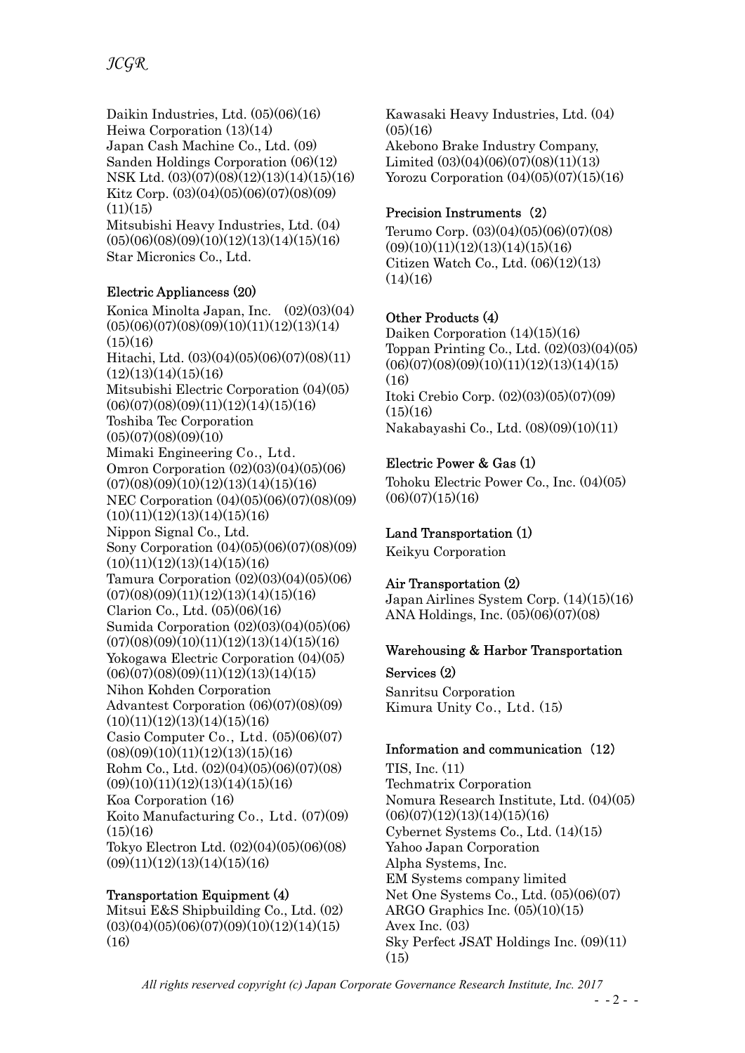Daikin Industries, Ltd. (05)(06)(16)
Heiwa Corporation (13)(14)
Japan Cash Machine Co., Ltd. (09)
Sanden Holdings Corporation (06)(12)
NSK Ltd. (03)(07)(08)(12)(13)(14)(15)(16)
Kitz Corp. (03)(04)(05)(06)(07)(08)(09)(11)(15)
Mitsubishi Heavy Industries, Ltd. (04)(05)(06)(08)(09)(10)(12)(13)(14)(15)(16)
Star Micronics Co., Ltd.

**Electric Appliancess (20)**

Konica Minolta Japan, Inc. (02)(03)(04)(05)(06)(07)(08)(09)(10)(11)(12)(13)(14)(15)(16)
Hitachi, Ltd. (03)(04)(05)(06)(07)(08)(11)(12)(13)(14)(15)(16)
Mitsubishi Electric Corporation (04)(05)(06)(07)(08)(09)(11)(12)(14)(15)(16)
Toshiba Tec Corporation (05)(07)(08)(09)(10)
Mimaki Engineering Co., Ltd.
Omron Corporation (02)(03)(04)(05)(06)(07)(08)(09)(10)(12)(13)(14)(15)(16)
NEC Corporation (04)(05)(06)(07)(08)(09)(10)(11)(12)(13)(14)(15)(16)
Nippon Signal Co., Ltd.
Sony Corporation (04)(05)(06)(07)(08)(09)(10)(11)(12)(13)(14)(15)(16)
Tamura Corporation (02)(03)(04)(05)(06)(07)(08)(09)(11)(12)(13)(14)(15)(16)
Clarion Co., Ltd. (05)(06)(16)
Sumida Corporation (02)(03)(04)(05)(06)(07)(08)(09)(10)(11)(12)(13)(14)(15)(16)
Yokogawa Electric Corporation (04)(05)(06)(07)(08)(09)(11)(12)(13)(14)(15)
Nihon Kohden Corporation
Advantest Corporation (06)(07)(08)(09)(10)(11)(12)(13)(14)(15)(16)
Casio Computer Co., Ltd. (05)(06)(07)(08)(09)(10)(11)(12)(13)(15)(16)
Rohm Co., Ltd. (02)(04)(05)(06)(07)(08)(09)(10)(11)(12)(13)(14)(15)(16)
Koa Corporation (16)
Koito Manufacturing Co., Ltd. (07)(09)(15)(16)
Tokyo Electron Ltd. (02)(04)(05)(06)(08)(09)(11)(12)(13)(14)(15)(16)

**Transportation Equipment (4)**

Mitsui E&S Shipbuilding Co., Ltd. (02)(03)(04)(05)(06)(07)(09)(10)(12)(14)(15)(16)
Kawasaki Heavy Industries, Ltd. (04)(05)(16)
Akebono Brake Industry Company, Limited (03)(04)(06)(07)(08)(11)(13)
Yorozu Corporation (04)(05)(07)(15)(16)

**Precision Instruments（2）**

Terumo Corp. (03)(04)(05)(06)(07)(08)(09)(10)(11)(12)(13)(14)(15)(16)
Citizen Watch Co., Ltd. (06)(12)(13)(14)(16)

**Other Products (4)**

Daiken Corporation (14)(15)(16)
Toppan Printing Co., Ltd. (02)(03)(04)(05)(06)(07)(08)(09)(10)(11)(12)(13)(14)(15)(16)
Itoki Crebio Corp. (02)(03)(05)(07)(09)(15)(16)
Nakabayashi Co., Ltd. (08)(09)(10)(11)

**Electric Power & Gas (1)**

Tohoku Electric Power Co., Inc. (04)(05)(06)(07)(15)(16)

**Land Transportation (1)**

Keikyu Corporation

**Air Transportation (2)**

Japan Airlines System Corp. (14)(15)(16)
ANA Holdings, Inc. (05)(06)(07)(08)

**Warehousing & Harbor Transportation Services (2)**

Sanritsu Corporation
Kimura Unity Co., Ltd. (15)

**Information and communication（12）**

TIS, Inc. (11)
Techmatrix Corporation
Nomura Research Institute, Ltd. (04)(05)(06)(07)(12)(13)(14)(15)(16)
Cybernet Systems Co., Ltd. (14)(15)
Yahoo Japan Corporation
Alpha Systems, Inc.
EM Systems company limited
Net One Systems Co., Ltd. (05)(06)(07)
ARGO Graphics Inc. (05)(10)(15)
Avex Inc. (03)
Sky Perfect JSAT Holdings Inc. (09)(11)(15)

*All rights reserved copyright (c) Japan Corporate Governance Research Institute, Inc. 2017*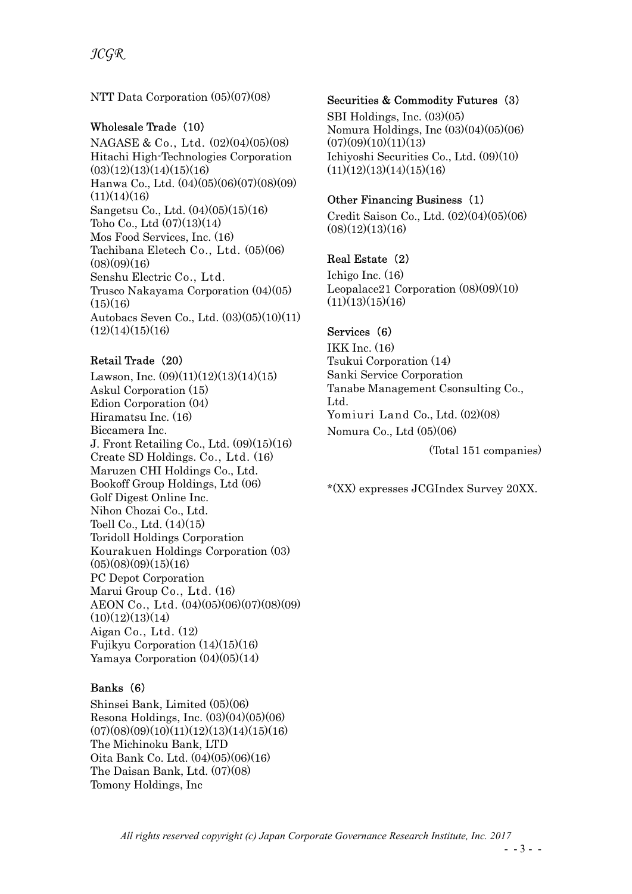NTT Data Corporation (05)(07)(08)

**Wholesale Trade（10）**

NAGASE & Co., Ltd. (02)(04)(05)(08)
Hitachi High-Technologies Corporation (03)(12)(13)(14)(15)(16)
Hanwa Co., Ltd. (04)(05)(06)(07)(08)(09)(11)(14)(16)
Sangetsu Co., Ltd. (04)(05)(15)(16)
Toho Co., Ltd (07)(13)(14)
Mos Food Services, Inc. (16)
Tachibana Eletech Co., Ltd. (05)(06)(08)(09)(16)
Senshu Electric Co., Ltd.
Trusco Nakayama Corporation (04)(05)(15)(16)
Autobacs Seven Co., Ltd. (03)(05)(10)(11)(12)(14)(15)(16)

**Retail Trade（20）**

Lawson, Inc. (09)(11)(12)(13)(14)(15)
Askul Corporation (15)
Edion Corporation (04)
Hiramatsu Inc. (16)
Biccamera Inc.
J. Front Retailing Co., Ltd. (09)(15)(16)
Create SD Holdings. Co., Ltd. (16)
Maruzen CHI Holdings Co., Ltd.
Bookoff Group Holdings, Ltd (06)
Golf Digest Online Inc.
Nihon Chozai Co., Ltd.
Toell Co., Ltd. (14)(15)
Toridoll Holdings Corporation
Kourakuen Holdings Corporation (03)(05)(08)(09)(15)(16)
PC Depot Corporation
Marui Group Co., Ltd. (16)
AEON Co., Ltd. (04)(05)(06)(07)(08)(09)(10)(12)(13)(14)
Aigan Co., Ltd. (12)
Fujikyu Corporation (14)(15)(16)
Yamaya Corporation (04)(05)(14)

**Banks（6）**

Shinsei Bank, Limited (05)(06)
Resona Holdings, Inc. (03)(04)(05)(06)(07)(08)(09)(10)(11)(12)(13)(14)(15)(16)
The Michinoku Bank, LTD
Oita Bank Co. Ltd. (04)(05)(06)(16)
The Daisan Bank, Ltd. (07)(08)
Tomony Holdings, Inc

**Securities & Commodity Futures（3）**

SBI Holdings, Inc. (03)(05)
Nomura Holdings, Inc (03)(04)(05)(06)(07)(09)(10)(11)(13)
Ichiyoshi Securities Co., Ltd. (09)(10)(11)(12)(13)(14)(15)(16)

**Other Financing Business（1）**

Credit Saison Co., Ltd. (02)(04)(05)(06)(08)(12)(13)(16)

**Real Estate（2）**

Ichigo Inc. (16)
Leopalace21 Corporation (08)(09)(10)(11)(13)(15)(16)

**Services（6）**

IKK Inc. (16)
Tsukui Corporation (14)
Sanki Service Corporation
Tanabe Management Csonsulting Co., Ltd.
Yomiuri Land Co., Ltd. (02)(08)
Nomura Co., Ltd (05)(06)

(Total 151 companies)

*(XX) expresses JCGIndex Survey 20XX.

*All rights reserved copyright (c) Japan Corporate Governance Research Institute, Inc. 2017*